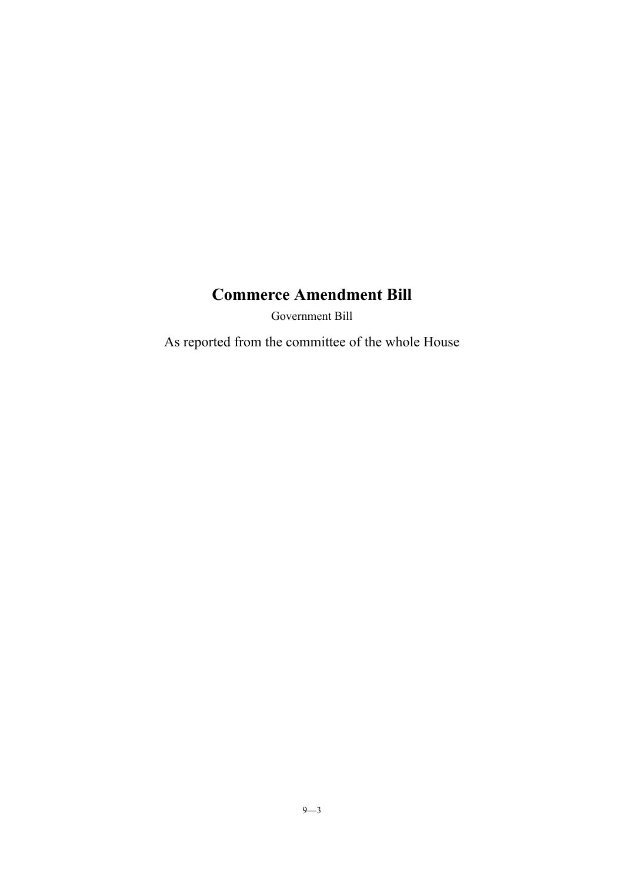# Commerce Amendment Bill

Government Bill

As reported from the committee of the whole House

9—3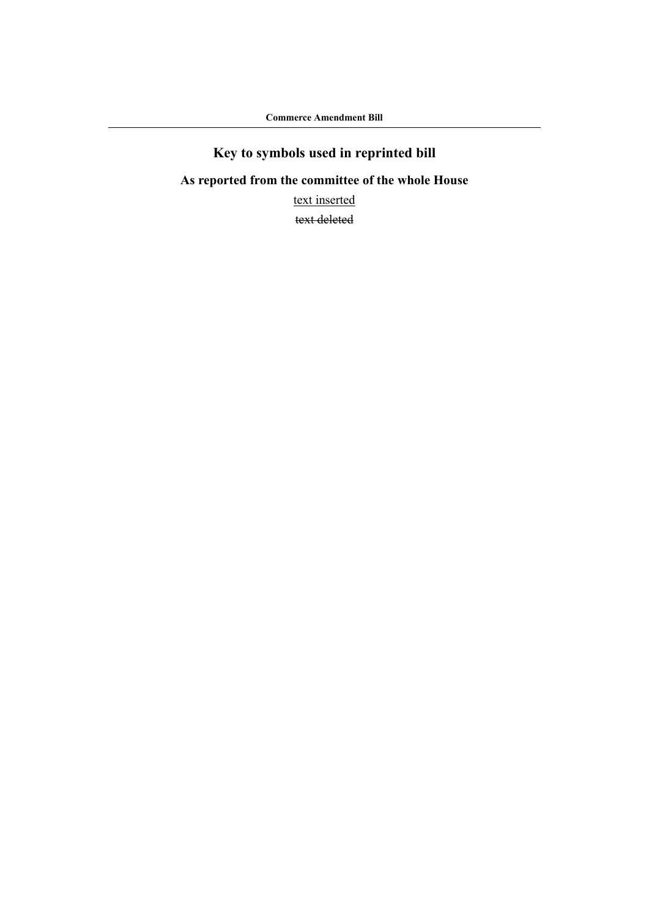# Key to symbols used in reprinted bill

## As reported from the committee of the whole House

<u>text inserted</u>

~~text deleted~~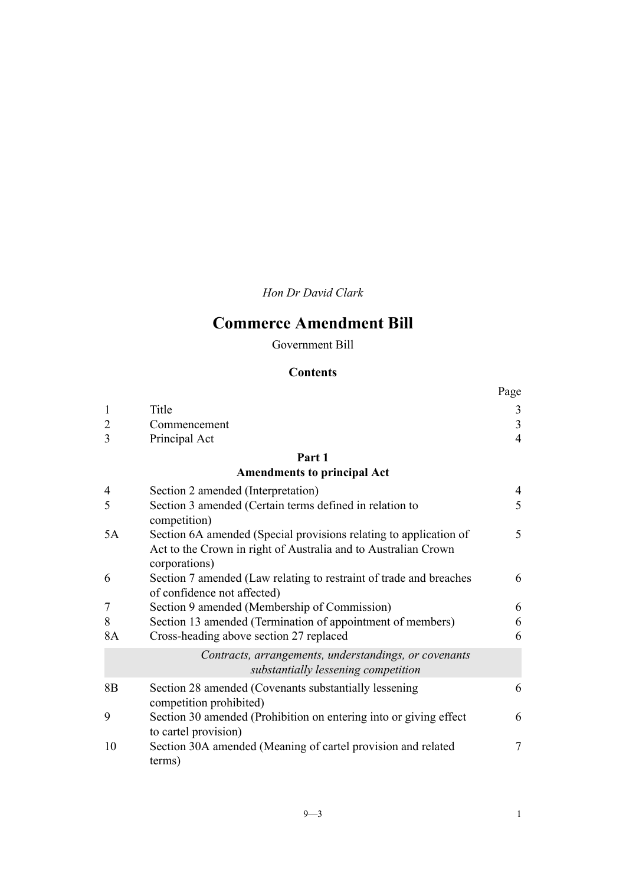*Hon Dr David Clark*

# Commerce Amendment Bill

Government Bill

## Contents

| | | Page |
|---|---|---|
| 1 | Title | 3 |
| 2 | Commencement | 3 |
| 3 | Principal Act | 4 |
| | **Part 1** **Amendments to principal Act** | |
| 4 | Section 2 amended (Interpretation) | 4 |
| 5 | Section 3 amended (Certain terms defined in relation to competition) | 5 |
| 5A | Section 6A amended (Special provisions relating to application of Act to the Crown in right of Australia and to Australian Crown corporations) | 5 |
| 6 | Section 7 amended (Law relating to restraint of trade and breaches of confidence not affected) | 6 |
| 7 | Section 9 amended (Membership of Commission) | 6 |
| 8 | Section 13 amended (Termination of appointment of members) | 6 |
| 8A | Cross-heading above section 27 replaced | 6 |
| | *Contracts, arrangements, understandings, or covenants substantially lessening competition* | |
| 8B | Section 28 amended (Covenants substantially lessening competition prohibited) | 6 |
| 9 | Section 30 amended (Prohibition on entering into or giving effect to cartel provision) | 6 |
| 10 | Section 30A amended (Meaning of cartel provision and related terms) | 7 |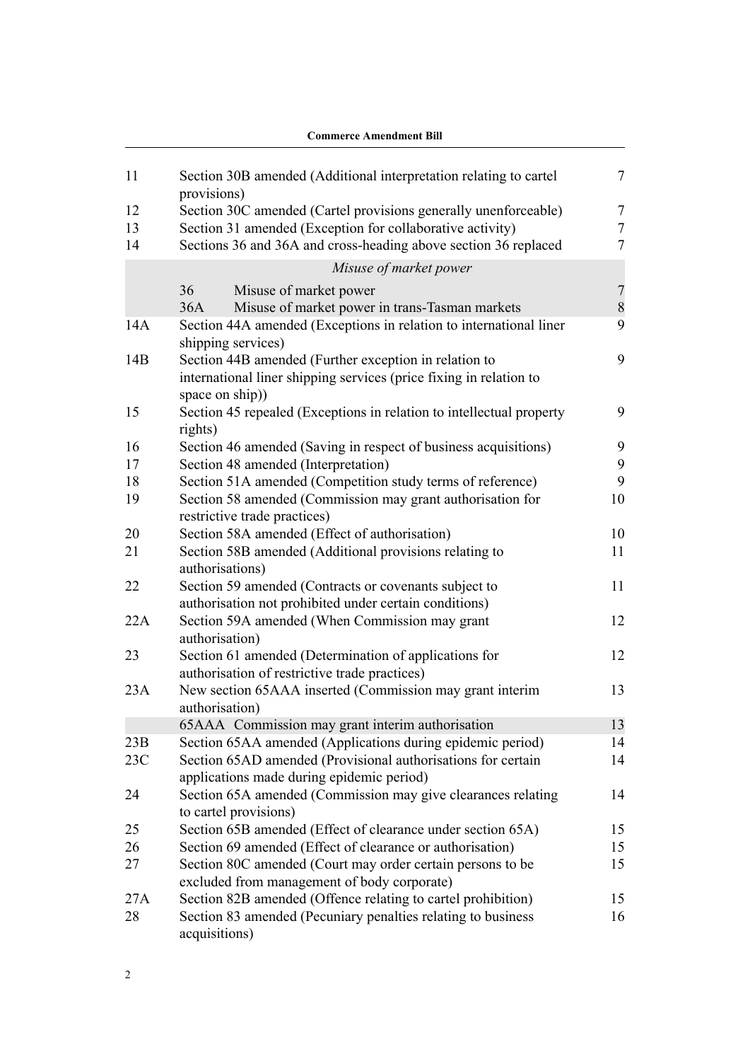| | | |
|---|---|---|
| 11 | Section 30B amended (Additional interpretation relating to cartel provisions) | 7 |
| 12 | Section 30C amended (Cartel provisions generally unenforceable) | 7 |
| 13 | Section 31 amended (Exception for collaborative activity) | 7 |
| 14 | Sections 36 and 36A and cross-heading above section 36 replaced | 7 |
| | *Misuse of market power* | |
| | 36 Misuse of market power | 7 |
| | 36A Misuse of market power in trans-Tasman markets | 8 |
| 14A | Section 44A amended (Exceptions in relation to international liner shipping services) | 9 |
| 14B | Section 44B amended (Further exception in relation to international liner shipping services (price fixing in relation to space on ship)) | 9 |
| 15 | Section 45 repealed (Exceptions in relation to intellectual property rights) | 9 |
| 16 | Section 46 amended (Saving in respect of business acquisitions) | 9 |
| 17 | Section 48 amended (Interpretation) | 9 |
| 18 | Section 51A amended (Competition study terms of reference) | 9 |
| 19 | Section 58 amended (Commission may grant authorisation for restrictive trade practices) | 10 |
| 20 | Section 58A amended (Effect of authorisation) | 10 |
| 21 | Section 58B amended (Additional provisions relating to authorisations) | 11 |
| 22 | Section 59 amended (Contracts or covenants subject to authorisation not prohibited under certain conditions) | 11 |
| 22A | Section 59A amended (When Commission may grant authorisation) | 12 |
| 23 | Section 61 amended (Determination of applications for authorisation of restrictive trade practices) | 12 |
| 23A | New section 65AAA inserted (Commission may grant interim authorisation) | 13 |
| | 65AAA Commission may grant interim authorisation | 13 |
| 23B | Section 65AA amended (Applications during epidemic period) | 14 |
| 23C | Section 65AD amended (Provisional authorisations for certain applications made during epidemic period) | 14 |
| 24 | Section 65A amended (Commission may give clearances relating to cartel provisions) | 14 |
| 25 | Section 65B amended (Effect of clearance under section 65A) | 15 |
| 26 | Section 69 amended (Effect of clearance or authorisation) | 15 |
| 27 | Section 80C amended (Court may order certain persons to be excluded from management of body corporate) | 15 |
| 27A | Section 82B amended (Offence relating to cartel prohibition) | 15 |
| 28 | Section 83 amended (Pecuniary penalties relating to business acquisitions) | 16 |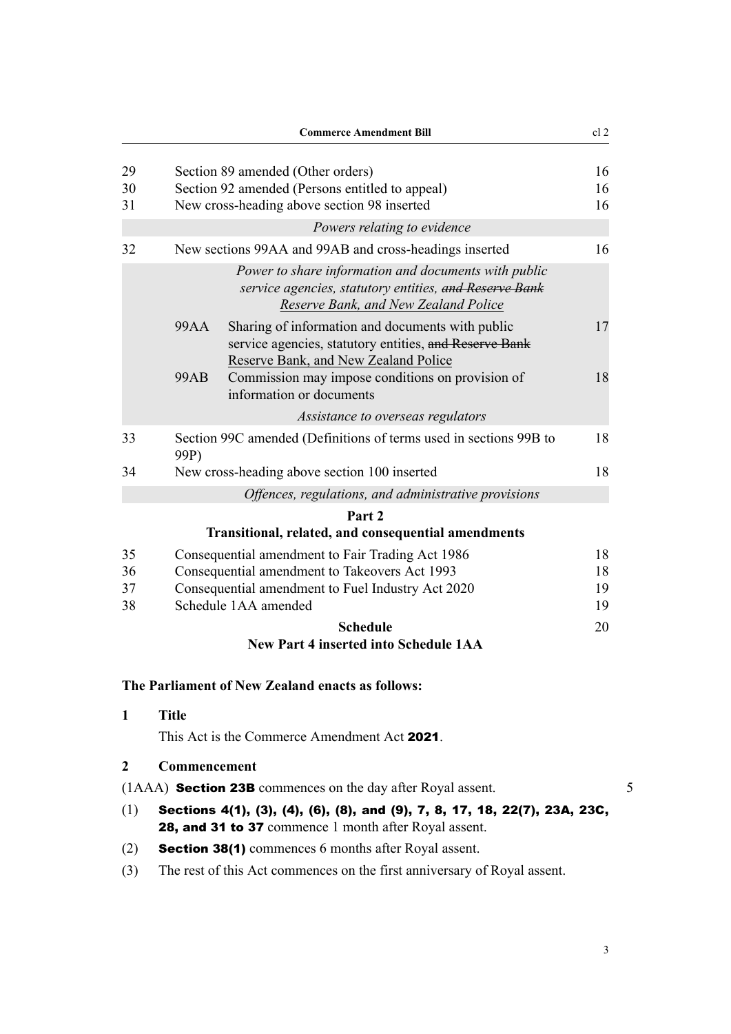| | | | |
|---|---|---|---|
| 29 | Section 89 amended (Other orders) | | 16 |
| 30 | Section 92 amended (Persons entitled to appeal) | | 16 |
| 31 | New cross-heading above section 98 inserted | | 16 |
| | *Powers relating to evidence* | | |
| 32 | New sections 99AA and 99AB and cross-headings inserted | | 16 |
| | *Power to share information and documents with public service agencies, statutory entities, ~~and Reserve Bank~~ <u>Reserve Bank, and New Zealand Police</u>* | | |
| | 99AA | Sharing of information and documents with public service agencies, statutory entities, ~~and Reserve Bank~~ <u>Reserve Bank, and New Zealand Police</u> | 17 |
| | 99AB | Commission may impose conditions on provision of information or documents | 18 |
| | *Assistance to overseas regulators* | | |
| 33 | Section 99C amended (Definitions of terms used in sections 99B to 99P) | | 18 |
| 34 | New cross-heading above section 100 inserted | | 18 |
| | *Offences, regulations, and administrative provisions* | | |

**Part 2**
**Transitional, related, and consequential amendments**

| | | |
|---|---|---|
| 35 | Consequential amendment to Fair Trading Act 1986 | 18 |
| 36 | Consequential amendment to Takeovers Act 1993 | 18 |
| 37 | Consequential amendment to Fuel Industry Act 2020 | 19 |
| 38 | Schedule 1AA amended | 19 |

**Schedule** 20
**New Part 4 inserted into Schedule 1AA**

**The Parliament of New Zealand enacts as follows:**

**1 Title**

This Act is the Commerce Amendment Act **2021**.

**2 Commencement**

(1AAA) **Section 23B** commences on the day after Royal assent.

(1) **Sections 4(1), (3), (4), (6), (8), and (9), 7, 8, 17, 18, 22(7), 23A, 23C, 28, and 31 to 37** commence 1 month after Royal assent.

(2) **Section 38(1)** commences 6 months after Royal assent.

(3) The rest of this Act commences on the first anniversary of Royal assent.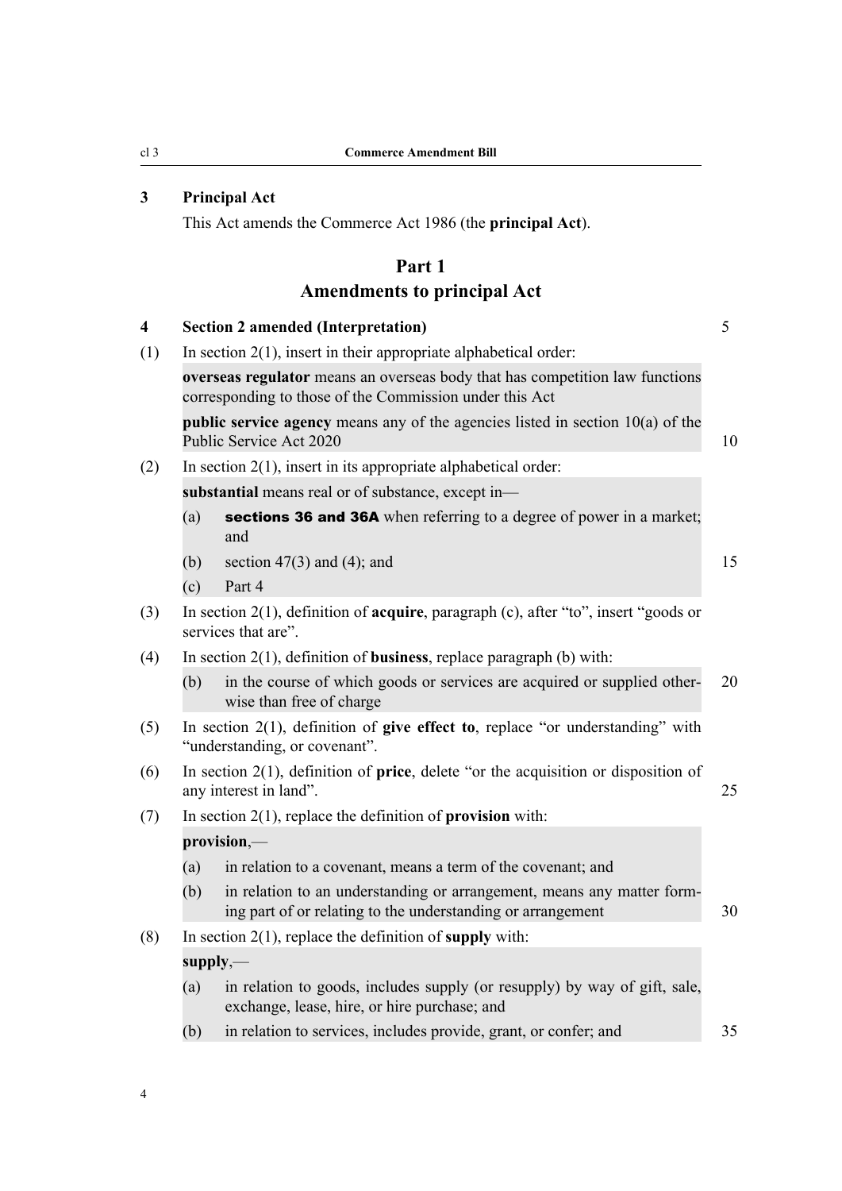## 3 Principal Act

This Act amends the Commerce Act 1986 (the **principal Act**).

# Part 1
# Amendments to principal Act

## 4 Section 2 amended (Interpretation)

(1) In section 2(1), insert in their appropriate alphabetical order:

**overseas regulator** means an overseas body that has competition law functions corresponding to those of the Commission under this Act

**public service agency** means any of the agencies listed in section 10(a) of the Public Service Act 2020

(2) In section 2(1), insert in its appropriate alphabetical order:

**substantial** means real or of substance, except in—

(a) **sections 36 and 36A** when referring to a degree of power in a market; and

(b) section 47(3) and (4); and

(c) Part 4

(3) In section 2(1), definition of **acquire**, paragraph (c), after "to", insert "goods or services that are".

(4) In section 2(1), definition of **business**, replace paragraph (b) with:

(b) in the course of which goods or services are acquired or supplied otherwise than free of charge

(5) In section 2(1), definition of **give effect to**, replace "or understanding" with "understanding, or covenant".

(6) In section 2(1), definition of **price**, delete "or the acquisition or disposition of any interest in land".

(7) In section 2(1), replace the definition of **provision** with:

**provision**,—

(a) in relation to a covenant, means a term of the covenant; and

(b) in relation to an understanding or arrangement, means any matter forming part of or relating to the understanding or arrangement

(8) In section 2(1), replace the definition of **supply** with:

**supply**,—

(a) in relation to goods, includes supply (or resupply) by way of gift, sale, exchange, lease, hire, or hire purchase; and

(b) in relation to services, includes provide, grant, or confer; and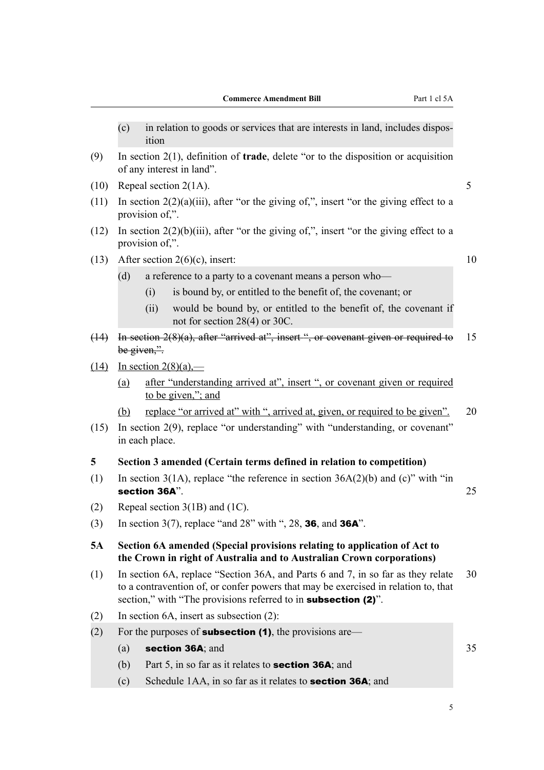(c) in relation to goods or services that are interests in land, includes disposition

(9) In section 2(1), definition of **trade**, delete "or to the disposition or acquisition of any interest in land".

(10) Repeal section 2(1A).

(11) In section 2(2)(a)(iii), after "or the giving of,", insert "or the giving effect to a provision of,".

(12) In section 2(2)(b)(iii), after "or the giving of,", insert "or the giving effect to a provision of,".

(13) After section 2(6)(c), insert:

(d) a reference to a party to a covenant means a person who—

(i) is bound by, or entitled to the benefit of, the covenant; or

(ii) would be bound by, or entitled to the benefit of, the covenant if not for section 28(4) or 30C.

~~(14) In section 2(8)(a), after "arrived at", insert ", or covenant given or required to be given,".~~

(14) In section 2(8)(a),—

(a) after "understanding arrived at", insert ", or covenant given or required to be given,"; and

(b) replace "or arrived at" with ", arrived at, given, or required to be given".

(15) In section 2(9), replace "or understanding" with "understanding, or covenant" in each place.

## 5 Section 3 amended (Certain terms defined in relation to competition)

(1) In section 3(1A), replace "the reference in section 36A(2)(b) and (c)" with "in **section 36A**".

(2) Repeal section 3(1B) and (1C).

(3) In section 3(7), replace "and 28" with ", 28, **36**, and **36A**".

## 5A Section 6A amended (Special provisions relating to application of Act to the Crown in right of Australia and to Australian Crown corporations)

(1) In section 6A, replace "Section 36A, and Parts 6 and 7, in so far as they relate to a contravention of, or confer powers that may be exercised in relation to, that section," with "The provisions referred to in **subsection (2)**".

(2) In section 6A, insert as subsection (2):

(2) For the purposes of **subsection (1)**, the provisions are—

(a) **section 36A**; and

(b) Part 5, in so far as it relates to **section 36A**; and

(c) Schedule 1AA, in so far as it relates to **section 36A**; and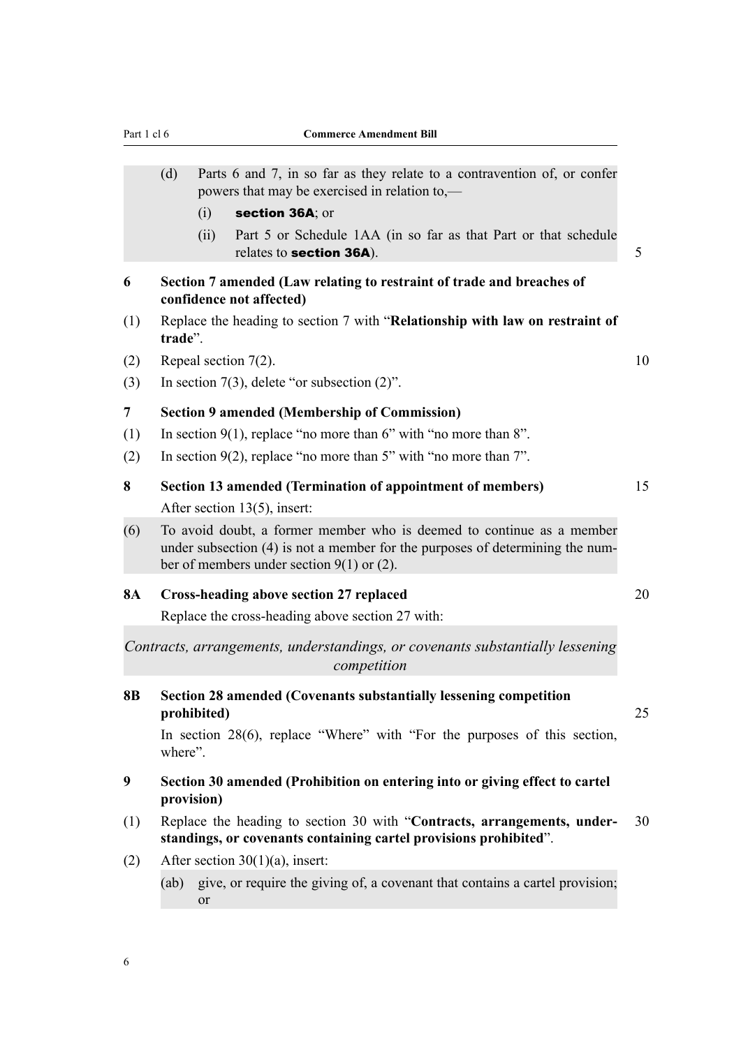(d) Parts 6 and 7, in so far as they relate to a contravention of, or confer powers that may be exercised in relation to,—

(i) **section 36A**; or

(ii) Part 5 or Schedule 1AA (in so far as that Part or that schedule relates to **section 36A**).

**6 Section 7 amended (Law relating to restraint of trade and breaches of confidence not affected)**

(1) Replace the heading to section 7 with "**Relationship with law on restraint of trade**".

(2) Repeal section 7(2).

(3) In section 7(3), delete "or subsection (2)".

**7 Section 9 amended (Membership of Commission)**

(1) In section 9(1), replace "no more than 6" with "no more than 8".

(2) In section 9(2), replace "no more than 5" with "no more than 7".

**8 Section 13 amended (Termination of appointment of members)**

After section 13(5), insert:

(6) To avoid doubt, a former member who is deemed to continue as a member under subsection (4) is not a member for the purposes of determining the number of members under section 9(1) or (2).

**8A Cross-heading above section 27 replaced**

Replace the cross-heading above section 27 with:

*Contracts, arrangements, understandings, or covenants substantially lessening competition*

**8B Section 28 amended (Covenants substantially lessening competition prohibited)**

In section 28(6), replace "Where" with "For the purposes of this section, where".

**9 Section 30 amended (Prohibition on entering into or giving effect to cartel provision)**

(1) Replace the heading to section 30 with "**Contracts, arrangements, understandings, or covenants containing cartel provisions prohibited**".

(2) After section 30(1)(a), insert:

(ab) give, or require the giving of, a covenant that contains a cartel provision; or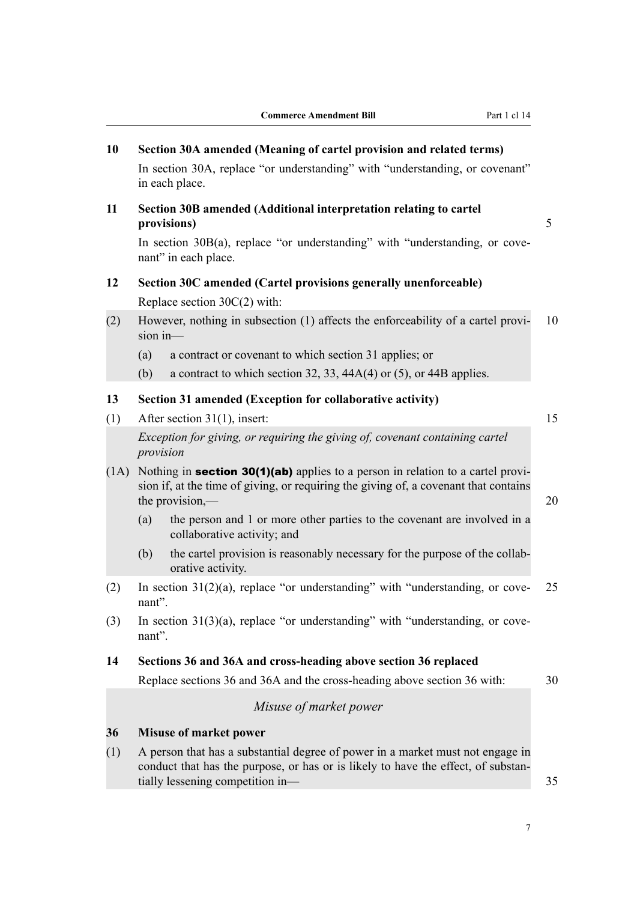**10 Section 30A amended (Meaning of cartel provision and related terms)**

In section 30A, replace “or understanding” with “understanding, or covenant” in each place.

**11 Section 30B amended (Additional interpretation relating to cartel provisions)**

In section 30B(a), replace “or understanding” with “understanding, or covenant” in each place.

**12 Section 30C amended (Cartel provisions generally unenforceable)**

Replace section 30C(2) with:

(2) However, nothing in subsection (1) affects the enforceability of a cartel provision in—

(a) a contract or covenant to which section 31 applies; or

(b) a contract to which section 32, 33, 44A(4) or (5), or 44B applies.

**13 Section 31 amended (Exception for collaborative activity)**

(1) After section 31(1), insert:

*Exception for giving, or requiring the giving of, covenant containing cartel provision*

(1A) Nothing in **section 30(1)(ab)** applies to a person in relation to a cartel provision if, at the time of giving, or requiring the giving of, a covenant that contains the provision,—

(a) the person and 1 or more other parties to the covenant are involved in a collaborative activity; and

(b) the cartel provision is reasonably necessary for the purpose of the collaborative activity.

(2) In section 31(2)(a), replace “or understanding” with “understanding, or covenant”.

(3) In section 31(3)(a), replace “or understanding” with “understanding, or covenant”.

**14 Sections 36 and 36A and cross-heading above section 36 replaced**

Replace sections 36 and 36A and the cross-heading above section 36 with:

*Misuse of market power*

**36 Misuse of market power**

(1) A person that has a substantial degree of power in a market must not engage in conduct that has the purpose, or has or is likely to have the effect, of substantially lessening competition in—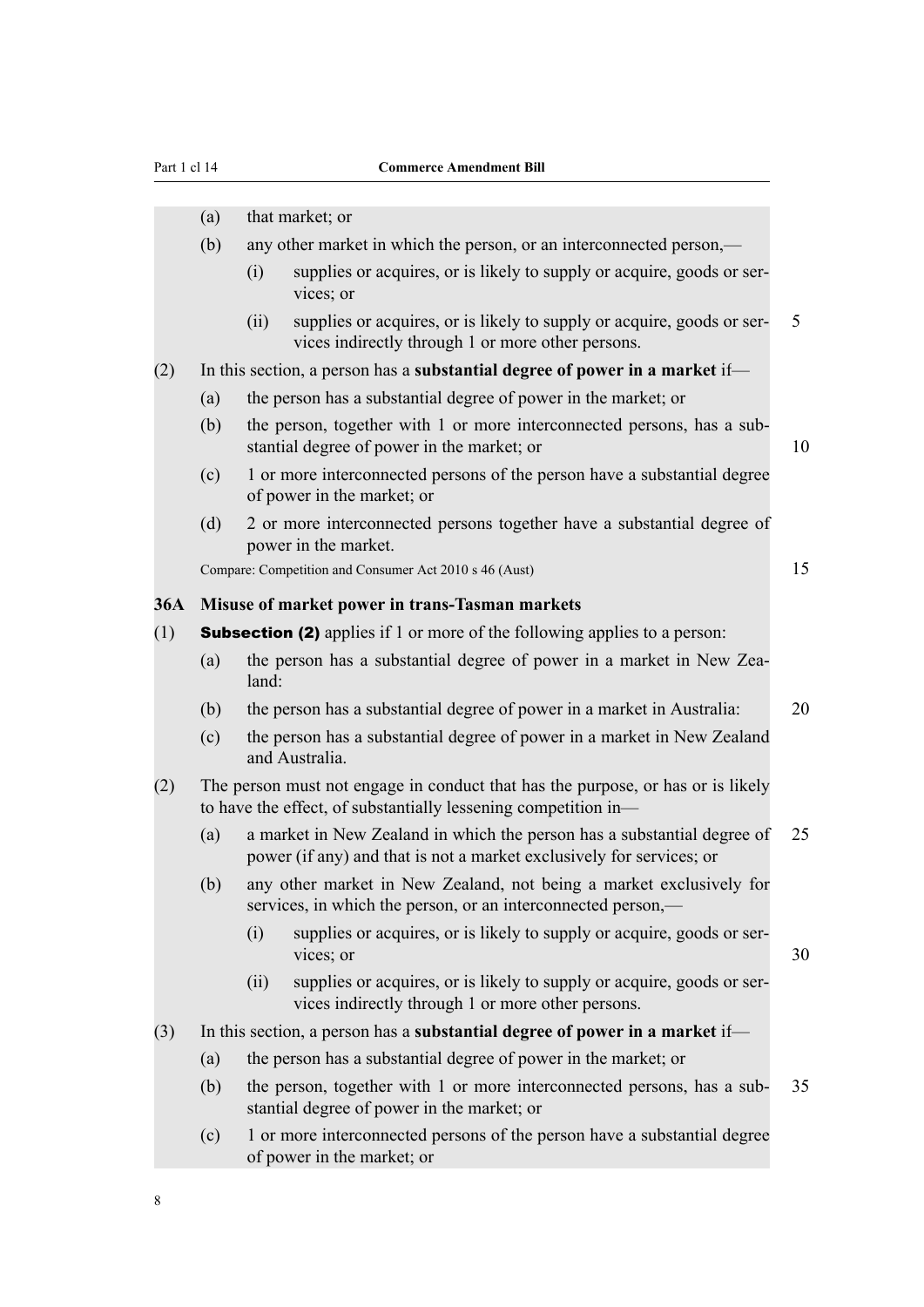(a) that market; or

(b) any other market in which the person, or an interconnected person,—

(i) supplies or acquires, or is likely to supply or acquire, goods or services; or

(ii) supplies or acquires, or is likely to supply or acquire, goods or services indirectly through 1 or more other persons.

(2) In this section, a person has a **substantial degree of power in a market** if—

(a) the person has a substantial degree of power in the market; or

(b) the person, together with 1 or more interconnected persons, has a substantial degree of power in the market; or

(c) 1 or more interconnected persons of the person have a substantial degree of power in the market; or

(d) 2 or more interconnected persons together have a substantial degree of power in the market.

Compare: Competition and Consumer Act 2010 s 46 (Aust)

**36A Misuse of market power in trans-Tasman markets**

(1) **Subsection (2)** applies if 1 or more of the following applies to a person:

(a) the person has a substantial degree of power in a market in New Zealand:

(b) the person has a substantial degree of power in a market in Australia:

(c) the person has a substantial degree of power in a market in New Zealand and Australia.

(2) The person must not engage in conduct that has the purpose, or has or is likely to have the effect, of substantially lessening competition in—

(a) a market in New Zealand in which the person has a substantial degree of power (if any) and that is not a market exclusively for services; or

(b) any other market in New Zealand, not being a market exclusively for services, in which the person, or an interconnected person,—

(i) supplies or acquires, or is likely to supply or acquire, goods or services; or

(ii) supplies or acquires, or is likely to supply or acquire, goods or services indirectly through 1 or more other persons.

(3) In this section, a person has a **substantial degree of power in a market** if—

(a) the person has a substantial degree of power in the market; or

(b) the person, together with 1 or more interconnected persons, has a substantial degree of power in the market; or

(c) 1 or more interconnected persons of the person have a substantial degree of power in the market; or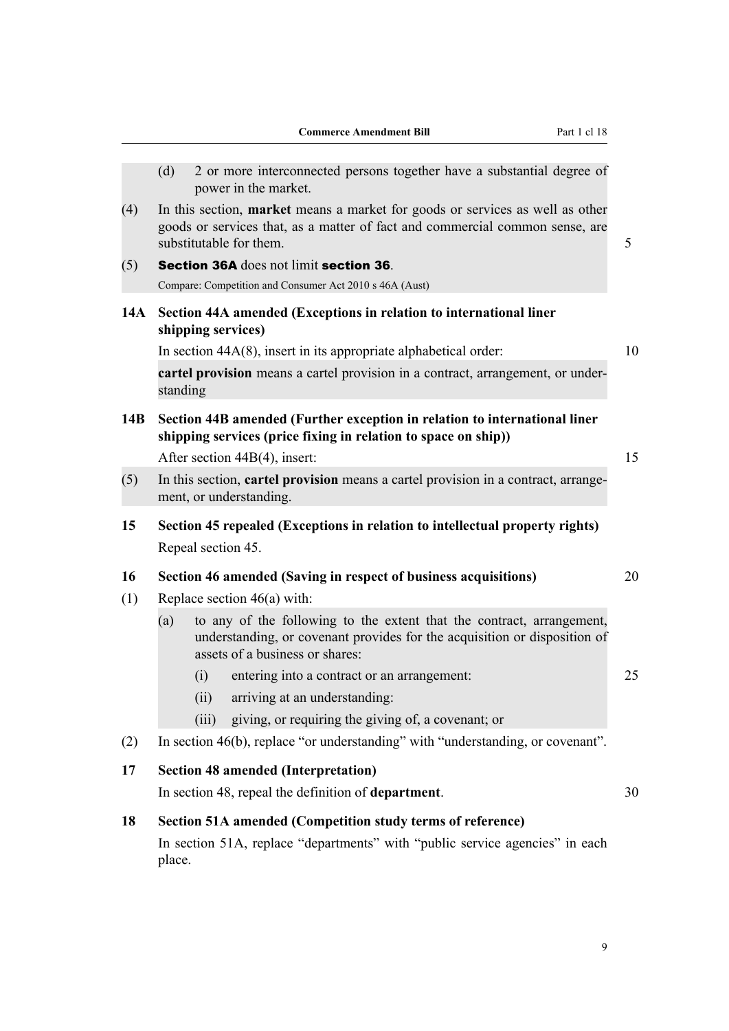(d) 2 or more interconnected persons together have a substantial degree of power in the market.

(4) In this section, **market** means a market for goods or services as well as other goods or services that, as a matter of fact and commercial common sense, are substitutable for them.

(5) **Section 36A** does not limit **section 36**.

Compare: Competition and Consumer Act 2010 s 46A (Aust)

### 14A Section 44A amended (Exceptions in relation to international liner shipping services)

In section 44A(8), insert in its appropriate alphabetical order:

**cartel provision** means a cartel provision in a contract, arrangement, or understanding

### 14B Section 44B amended (Further exception in relation to international liner shipping services (price fixing in relation to space on ship))

After section 44B(4), insert:

(5) In this section, **cartel provision** means a cartel provision in a contract, arrangement, or understanding.

### 15 Section 45 repealed (Exceptions in relation to intellectual property rights)

Repeal section 45.

### 16 Section 46 amended (Saving in respect of business acquisitions)

(1) Replace section 46(a) with:

(a) to any of the following to the extent that the contract, arrangement, understanding, or covenant provides for the acquisition or disposition of assets of a business or shares:

(i) entering into a contract or an arrangement:

(ii) arriving at an understanding:

(iii) giving, or requiring the giving of, a covenant; or

(2) In section 46(b), replace "or understanding" with "understanding, or covenant".

### 17 Section 48 amended (Interpretation)

In section 48, repeal the definition of **department**.

### 18 Section 51A amended (Competition study terms of reference)

In section 51A, replace "departments" with "public service agencies" in each place.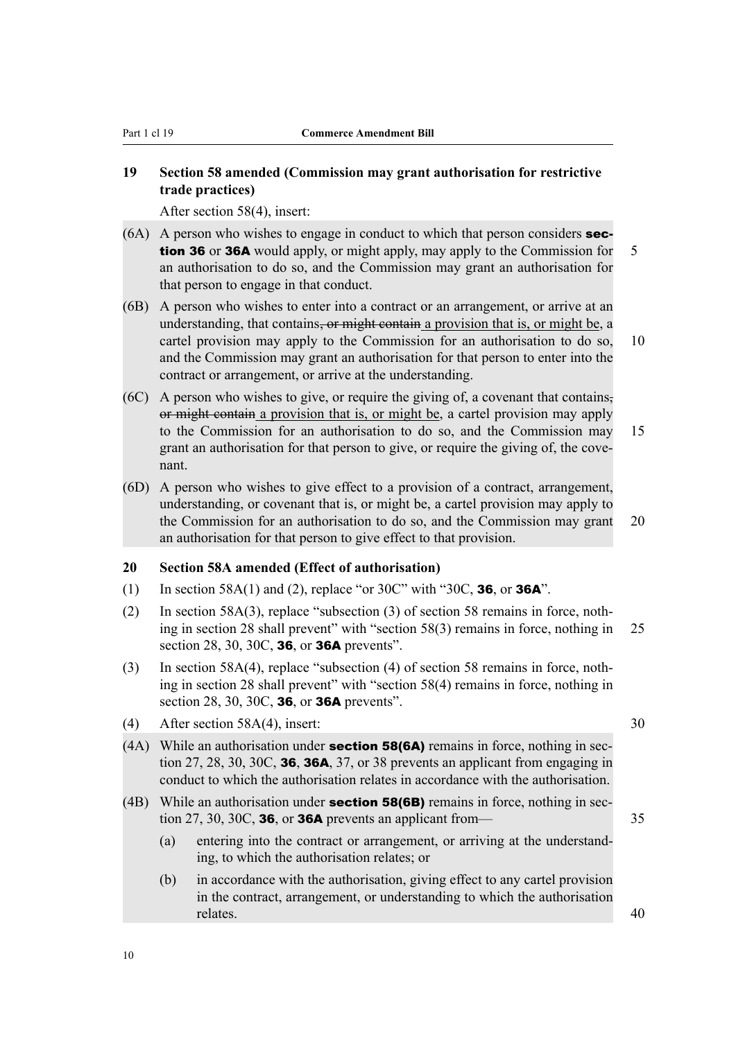## 19 Section 58 amended (Commission may grant authorisation for restrictive trade practices)

After section 58(4), insert:

(6A) A person who wishes to engage in conduct to which that person considers **section 36** or **36A** would apply, or might apply, may apply to the Commission for an authorisation to do so, and the Commission may grant an authorisation for that person to engage in that conduct.

(6B) A person who wishes to enter into a contract or an arrangement, or arrive at an understanding, that contains~~, or might contain~~ a provision that is, or might be, a cartel provision may apply to the Commission for an authorisation to do so, and the Commission may grant an authorisation for that person to enter into the contract or arrangement, or arrive at the understanding.

(6C) A person who wishes to give, or require the giving of, a covenant that contains~~, or might contain~~ a provision that is, or might be, a cartel provision may apply to the Commission for an authorisation to do so, and the Commission may grant an authorisation for that person to give, or require the giving of, the covenant.

(6D) A person who wishes to give effect to a provision of a contract, arrangement, understanding, or covenant that is, or might be, a cartel provision may apply to the Commission for an authorisation to do so, and the Commission may grant an authorisation for that person to give effect to that provision.

## 20 Section 58A amended (Effect of authorisation)

(1) In section 58A(1) and (2), replace "or 30C" with "30C, **36**, or **36A**".

(2) In section 58A(3), replace "subsection (3) of section 58 remains in force, nothing in section 28 shall prevent" with "section 58(3) remains in force, nothing in section 28, 30, 30C, **36**, or **36A** prevents".

(3) In section 58A(4), replace "subsection (4) of section 58 remains in force, nothing in section 28 shall prevent" with "section 58(4) remains in force, nothing in section 28, 30, 30C, **36**, or **36A** prevents".

(4) After section 58A(4), insert:

(4A) While an authorisation under **section 58(6A)** remains in force, nothing in section 27, 28, 30, 30C, **36**, **36A**, 37, or 38 prevents an applicant from engaging in conduct to which the authorisation relates in accordance with the authorisation.

(4B) While an authorisation under **section 58(6B)** remains in force, nothing in section 27, 30, 30C, **36**, or **36A** prevents an applicant from—

(a) entering into the contract or arrangement, or arriving at the understanding, to which the authorisation relates; or

(b) in accordance with the authorisation, giving effect to any cartel provision in the contract, arrangement, or understanding to which the authorisation relates.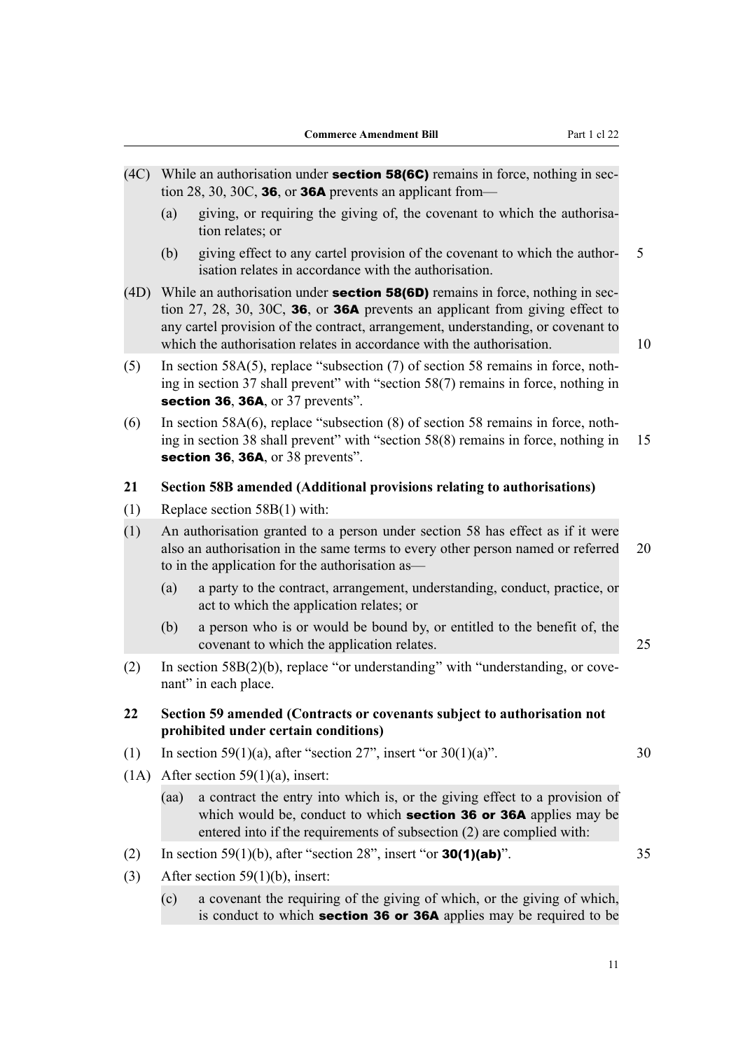(4C) While an authorisation under **section 58(6C)** remains in force, nothing in section 28, 30, 30C, **36**, or **36A** prevents an applicant from—

(a) giving, or requiring the giving of, the covenant to which the authorisation relates; or

(b) giving effect to any cartel provision of the covenant to which the authorisation relates in accordance with the authorisation.

(4D) While an authorisation under **section 58(6D)** remains in force, nothing in section 27, 28, 30, 30C, **36**, or **36A** prevents an applicant from giving effect to any cartel provision of the contract, arrangement, understanding, or covenant to which the authorisation relates in accordance with the authorisation.

(5) In section 58A(5), replace "subsection (7) of section 58 remains in force, nothing in section 37 shall prevent" with "section 58(7) remains in force, nothing in **section 36**, **36A**, or 37 prevents".

(6) In section 58A(6), replace "subsection (8) of section 58 remains in force, nothing in section 38 shall prevent" with "section 58(8) remains in force, nothing in **section 36**, **36A**, or 38 prevents".

### 21 Section 58B amended (Additional provisions relating to authorisations)

(1) Replace section 58B(1) with:

(1) An authorisation granted to a person under section 58 has effect as if it were also an authorisation in the same terms to every other person named or referred to in the application for the authorisation as—

(a) a party to the contract, arrangement, understanding, conduct, practice, or act to which the application relates; or

(b) a person who is or would be bound by, or entitled to the benefit of, the covenant to which the application relates.

(2) In section 58B(2)(b), replace "or understanding" with "understanding, or covenant" in each place.

### 22 Section 59 amended (Contracts or covenants subject to authorisation not prohibited under certain conditions)

(1) In section 59(1)(a), after "section 27", insert "or 30(1)(a)".

(1A) After section 59(1)(a), insert:

(aa) a contract the entry into which is, or the giving effect to a provision of which would be, conduct to which **section 36 or 36A** applies may be entered into if the requirements of subsection (2) are complied with:

(2) In section 59(1)(b), after "section 28", insert "or **30(1)(ab)**".

(3) After section 59(1)(b), insert:

(c) a covenant the requiring of the giving of which, or the giving of which, is conduct to which **section 36 or 36A** applies may be required to be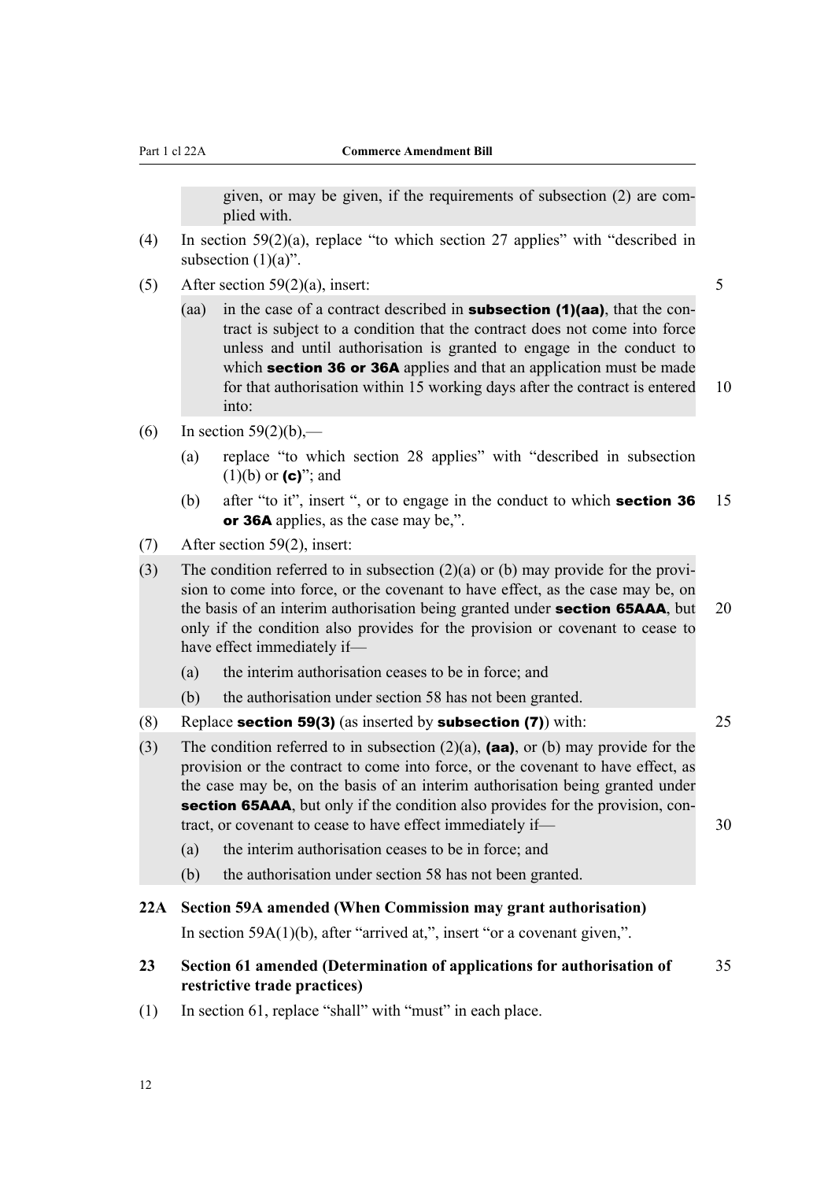given, or may be given, if the requirements of subsection (2) are complied with.

(4) In section 59(2)(a), replace "to which section 27 applies" with "described in subsection (1)(a)".

(5) After section 59(2)(a), insert:

> (aa) in the case of a contract described in **subsection (1)(aa)**, that the contract is subject to a condition that the contract does not come into force unless and until authorisation is granted to engage in the conduct to which **section 36 or 36A** applies and that an application must be made for that authorisation within 15 working days after the contract is entered into:

(6) In section 59(2)(b),—

> (a) replace "to which section 28 applies" with "described in subsection (1)(b) or **(c)**"; and
>
> (b) after "to it", insert ", or to engage in the conduct to which **section 36 or 36A** applies, as the case may be,".

(7) After section 59(2), insert:

> (3) The condition referred to in subsection (2)(a) or (b) may provide for the provision to come into force, or the covenant to have effect, as the case may be, on the basis of an interim authorisation being granted under **section 65AAA**, but only if the condition also provides for the provision or covenant to cease to have effect immediately if—
>
> (a) the interim authorisation ceases to be in force; and
>
> (b) the authorisation under section 58 has not been granted.

(8) Replace **section 59(3)** (as inserted by **subsection (7)**) with:

> (3) The condition referred to in subsection (2)(a), **(aa)**, or (b) may provide for the provision or the contract to come into force, or the covenant to have effect, as the case may be, on the basis of an interim authorisation being granted under **section 65AAA**, but only if the condition also provides for the provision, contract, or covenant to cease to have effect immediately if—
>
> (a) the interim authorisation ceases to be in force; and
>
> (b) the authorisation under section 58 has not been granted.

### 22A Section 59A amended (When Commission may grant authorisation)

In section 59A(1)(b), after "arrived at,", insert "or a covenant given,".

### 23 Section 61 amended (Determination of applications for authorisation of restrictive trade practices)

(1) In section 61, replace "shall" with "must" in each place.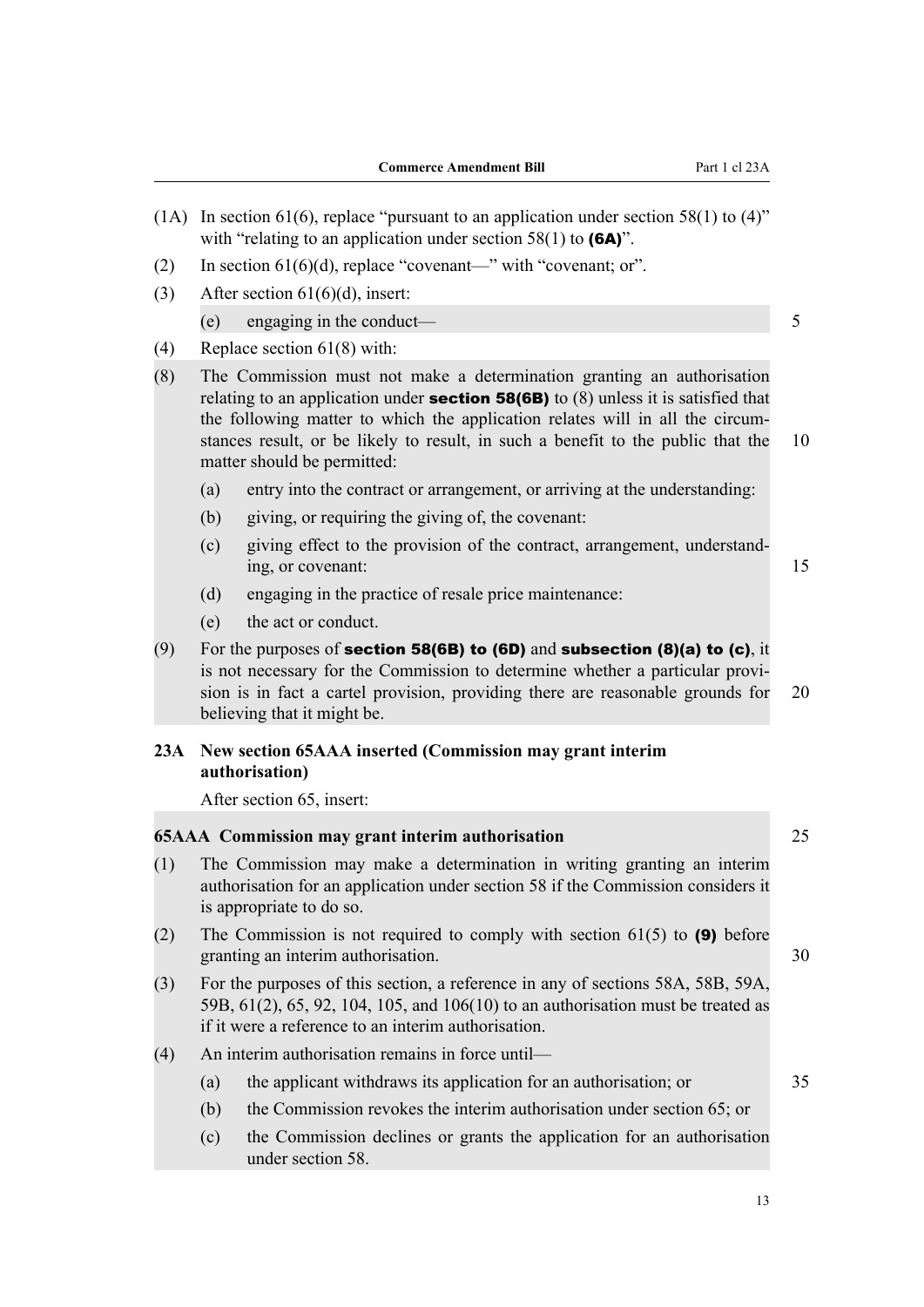(1A) In section 61(6), replace "pursuant to an application under section 58(1) to (4)" with "relating to an application under section 58(1) to **(6A)**".

(2) In section 61(6)(d), replace "covenant—" with "covenant; or".

(3) After section 61(6)(d), insert:

(e) engaging in the conduct—

(4) Replace section 61(8) with:

(8) The Commission must not make a determination granting an authorisation relating to an application under **section 58(6B)** to (8) unless it is satisfied that the following matter to which the application relates will in all the circumstances result, or be likely to result, in such a benefit to the public that the matter should be permitted:

(a) entry into the contract or arrangement, or arriving at the understanding:

(b) giving, or requiring the giving of, the covenant:

(c) giving effect to the provision of the contract, arrangement, understanding, or covenant:

(d) engaging in the practice of resale price maintenance:

(e) the act or conduct.

(9) For the purposes of **section 58(6B) to (6D)** and **subsection (8)(a) to (c)**, it is not necessary for the Commission to determine whether a particular provision is in fact a cartel provision, providing there are reasonable grounds for believing that it might be.

### 23A New section 65AAA inserted (Commission may grant interim authorisation)

After section 65, insert:

#### 65AAA Commission may grant interim authorisation

(1) The Commission may make a determination in writing granting an interim authorisation for an application under section 58 if the Commission considers it is appropriate to do so.

(2) The Commission is not required to comply with section 61(5) to **(9)** before granting an interim authorisation.

(3) For the purposes of this section, a reference in any of sections 58A, 58B, 59A, 59B, 61(2), 65, 92, 104, 105, and 106(10) to an authorisation must be treated as if it were a reference to an interim authorisation.

(4) An interim authorisation remains in force until—

(a) the applicant withdraws its application for an authorisation; or

(b) the Commission revokes the interim authorisation under section 65; or

(c) the Commission declines or grants the application for an authorisation under section 58.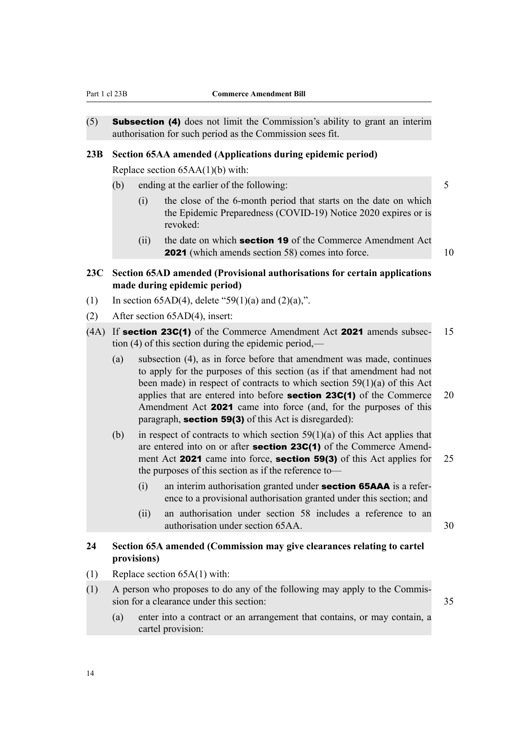(5) **Subsection (4)** does not limit the Commission's ability to grant an interim authorisation for such period as the Commission sees fit.

### 23B Section 65AA amended (Applications during epidemic period)

Replace section 65AA(1)(b) with:

(b) ending at the earlier of the following:

(i) the close of the 6-month period that starts on the date on which the Epidemic Preparedness (COVID-19) Notice 2020 expires or is revoked:

(ii) the date on which **section 19** of the Commerce Amendment Act **2021** (which amends section 58) comes into force.

### 23C Section 65AD amended (Provisional authorisations for certain applications made during epidemic period)

(1) In section 65AD(4), delete "59(1)(a) and (2)(a),".

(2) After section 65AD(4), insert:

(4A) If **section 23C(1)** of the Commerce Amendment Act **2021** amends subsection (4) of this section during the epidemic period,—

(a) subsection (4), as in force before that amendment was made, continues to apply for the purposes of this section (as if that amendment had not been made) in respect of contracts to which section 59(1)(a) of this Act applies that are entered into before **section 23C(1)** of the Commerce Amendment Act **2021** came into force (and, for the purposes of this paragraph, **section 59(3)** of this Act is disregarded):

(b) in respect of contracts to which section 59(1)(a) of this Act applies that are entered into on or after **section 23C(1)** of the Commerce Amendment Act **2021** came into force, **section 59(3)** of this Act applies for the purposes of this section as if the reference to—

(i) an interim authorisation granted under **section 65AAA** is a reference to a provisional authorisation granted under this section; and

(ii) an authorisation under section 58 includes a reference to an authorisation under section 65AA.

### 24 Section 65A amended (Commission may give clearances relating to cartel provisions)

(1) Replace section 65A(1) with:

(1) A person who proposes to do any of the following may apply to the Commission for a clearance under this section:

(a) enter into a contract or an arrangement that contains, or may contain, a cartel provision: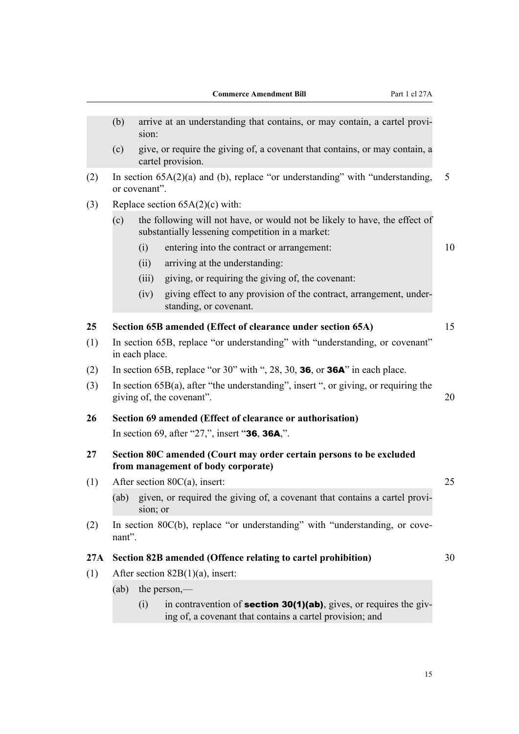(b) arrive at an understanding that contains, or may contain, a cartel provision:

(c) give, or require the giving of, a covenant that contains, or may contain, a cartel provision.

(2) In section 65A(2)(a) and (b), replace "or understanding" with "understanding, or covenant".

(3) Replace section 65A(2)(c) with:

(c) the following will not have, or would not be likely to have, the effect of substantially lessening competition in a market:

(i) entering into the contract or arrangement:

(ii) arriving at the understanding:

(iii) giving, or requiring the giving of, the covenant:

(iv) giving effect to any provision of the contract, arrangement, understanding, or covenant.

**25 Section 65B amended (Effect of clearance under section 65A)**

(1) In section 65B, replace "or understanding" with "understanding, or covenant" in each place.

(2) In section 65B, replace "or 30" with ", 28, 30, **36**, or **36A**" in each place.

(3) In section 65B(a), after "the understanding", insert ", or giving, or requiring the giving of, the covenant".

**26 Section 69 amended (Effect of clearance or authorisation)**

In section 69, after "27,", insert "**36**, **36A**,".

**27 Section 80C amended (Court may order certain persons to be excluded from management of body corporate)**

(1) After section 80C(a), insert:

(ab) given, or required the giving of, a covenant that contains a cartel provision; or

(2) In section 80C(b), replace "or understanding" with "understanding, or covenant".

**27A Section 82B amended (Offence relating to cartel prohibition)**

(1) After section 82B(1)(a), insert:

(ab) the person,—

(i) in contravention of **section 30(1)(ab)**, gives, or requires the giving of, a covenant that contains a cartel provision; and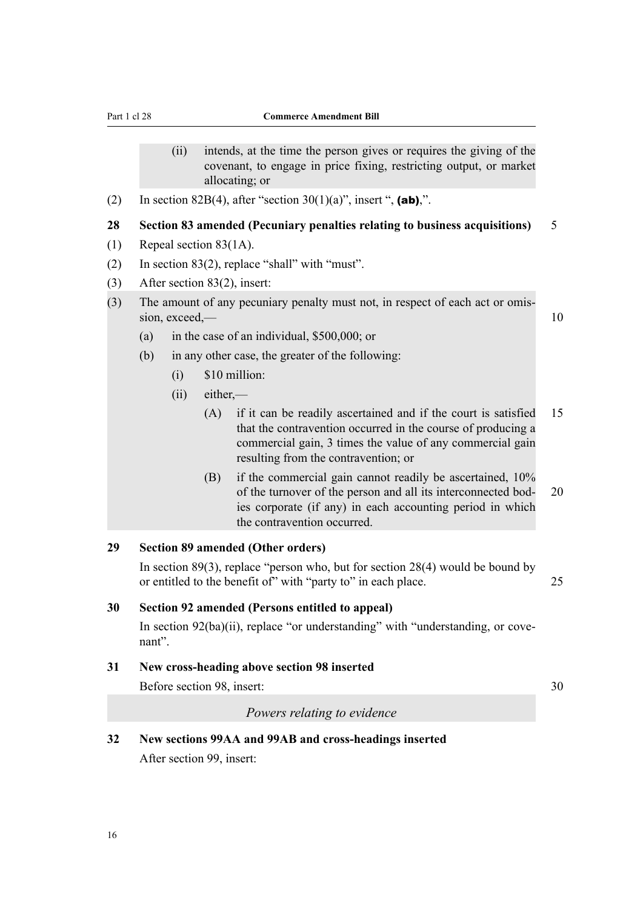(ii) intends, at the time the person gives or requires the giving of the covenant, to engage in price fixing, restricting output, or market allocating; or

(2) In section 82B(4), after "section 30(1)(a)", insert ", **(ab)**,".

**28 Section 83 amended (Pecuniary penalties relating to business acquisitions)**

(1) Repeal section 83(1A).

(2) In section 83(2), replace "shall" with "must".

(3) After section 83(2), insert:

(3) The amount of any pecuniary penalty must not, in respect of each act or omission, exceed,—

(a) in the case of an individual, $500,000; or

(b) in any other case, the greater of the following:

(i) $10 million:

(ii) either,—

(A) if it can be readily ascertained and if the court is satisfied that the contravention occurred in the course of producing a commercial gain, 3 times the value of any commercial gain resulting from the contravention; or

(B) if the commercial gain cannot readily be ascertained, 10% of the turnover of the person and all its interconnected bodies corporate (if any) in each accounting period in which the contravention occurred.

**29 Section 89 amended (Other orders)**

In section 89(3), replace "person who, but for section 28(4) would be bound by or entitled to the benefit of" with "party to" in each place.

**30 Section 92 amended (Persons entitled to appeal)**

In section 92(ba)(ii), replace "or understanding" with "understanding, or covenant".

**31 New cross-heading above section 98 inserted**

Before section 98, insert:

*Powers relating to evidence*

**32 New sections 99AA and 99AB and cross-headings inserted**

After section 99, insert: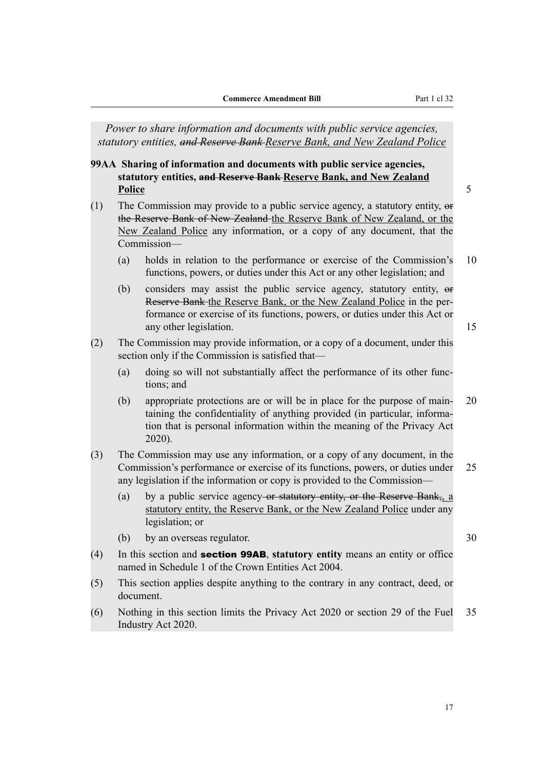*Power to share information and documents with public service agencies, statutory entities, ~~and Reserve Bank~~ Reserve Bank, and New Zealand Police*

**99AA Sharing of information and documents with public service agencies, statutory entities, ~~and Reserve Bank~~ Reserve Bank, and New Zealand Police**

(1) The Commission may provide to a public service agency, a statutory entity, ~~or the Reserve Bank of New Zealand~~ the Reserve Bank of New Zealand, or the New Zealand Police any information, or a copy of any document, that the Commission—

(a) holds in relation to the performance or exercise of the Commission's functions, powers, or duties under this Act or any other legislation; and

(b) considers may assist the public service agency, statutory entity, ~~or Reserve Bank~~ the Reserve Bank, or the New Zealand Police in the performance or exercise of its functions, powers, or duties under this Act or any other legislation.

(2) The Commission may provide information, or a copy of a document, under this section only if the Commission is satisfied that—

(a) doing so will not substantially affect the performance of its other functions; and

(b) appropriate protections are or will be in place for the purpose of maintaining the confidentiality of anything provided (in particular, information that is personal information within the meaning of the Privacy Act 2020).

(3) The Commission may use any information, or a copy of any document, in the Commission's performance or exercise of its functions, powers, or duties under any legislation if the information or copy is provided to the Commission—

(a) by a public service agency ~~or statutory entity, or the Reserve Bank,~~, a statutory entity, the Reserve Bank, or the New Zealand Police under any legislation; or

(b) by an overseas regulator.

(4) In this section and **section 99AB**, **statutory entity** means an entity or office named in Schedule 1 of the Crown Entities Act 2004.

(5) This section applies despite anything to the contrary in any contract, deed, or document.

(6) Nothing in this section limits the Privacy Act 2020 or section 29 of the Fuel Industry Act 2020.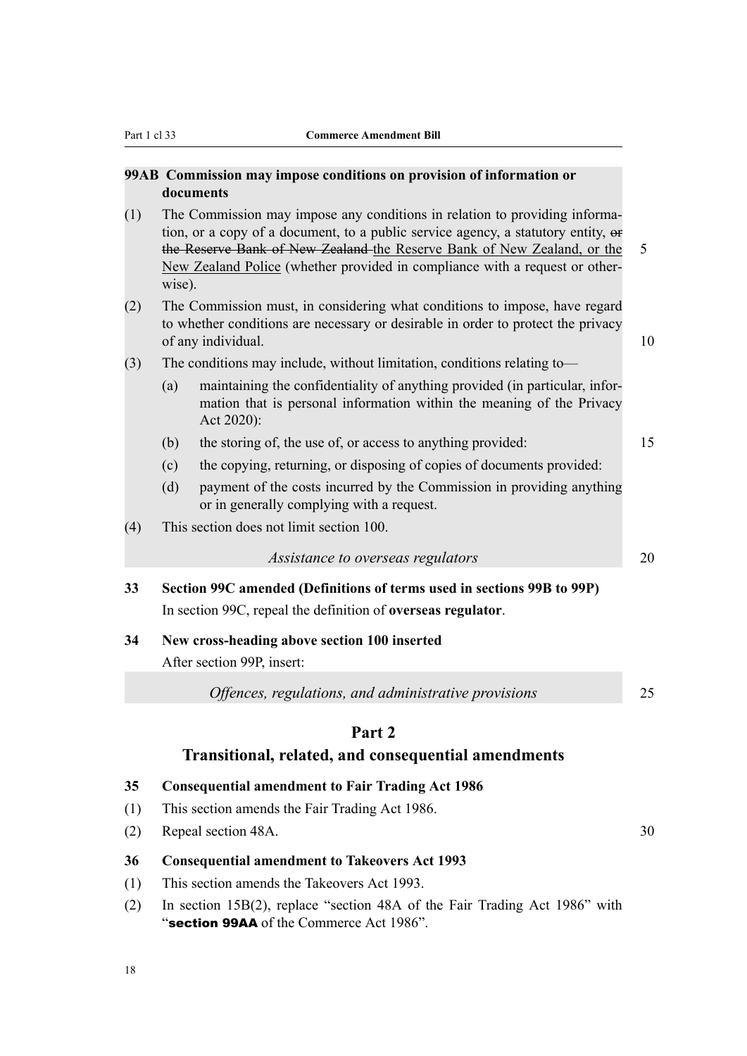**99AB Commission may impose conditions on provision of information or documents**

(1) The Commission may impose any conditions in relation to providing information, or a copy of a document, to a public service agency, a statutory entity, ~~or the Reserve Bank of New Zealand~~ the Reserve Bank of New Zealand, or the New Zealand Police (whether provided in compliance with a request or otherwise).

(2) The Commission must, in considering what conditions to impose, have regard to whether conditions are necessary or desirable in order to protect the privacy of any individual.

(3) The conditions may include, without limitation, conditions relating to—

(a) maintaining the confidentiality of anything provided (in particular, information that is personal information within the meaning of the Privacy Act 2020):

(b) the storing of, the use of, or access to anything provided:

(c) the copying, returning, or disposing of copies of documents provided:

(d) payment of the costs incurred by the Commission in providing anything or in generally complying with a request.

(4) This section does not limit section 100.

*Assistance to overseas regulators*

**33 Section 99C amended (Definitions of terms used in sections 99B to 99P)**

In section 99C, repeal the definition of **overseas regulator**.

**34 New cross-heading above section 100 inserted**

After section 99P, insert:

*Offences, regulations, and administrative provisions*

## Part 2
## Transitional, related, and consequential amendments

**35 Consequential amendment to Fair Trading Act 1986**

(1) This section amends the Fair Trading Act 1986.

(2) Repeal section 48A.

**36 Consequential amendment to Takeovers Act 1993**

(1) This section amends the Takeovers Act 1993.

(2) In section 15B(2), replace "section 48A of the Fair Trading Act 1986" with "**section 99AA** of the Commerce Act 1986".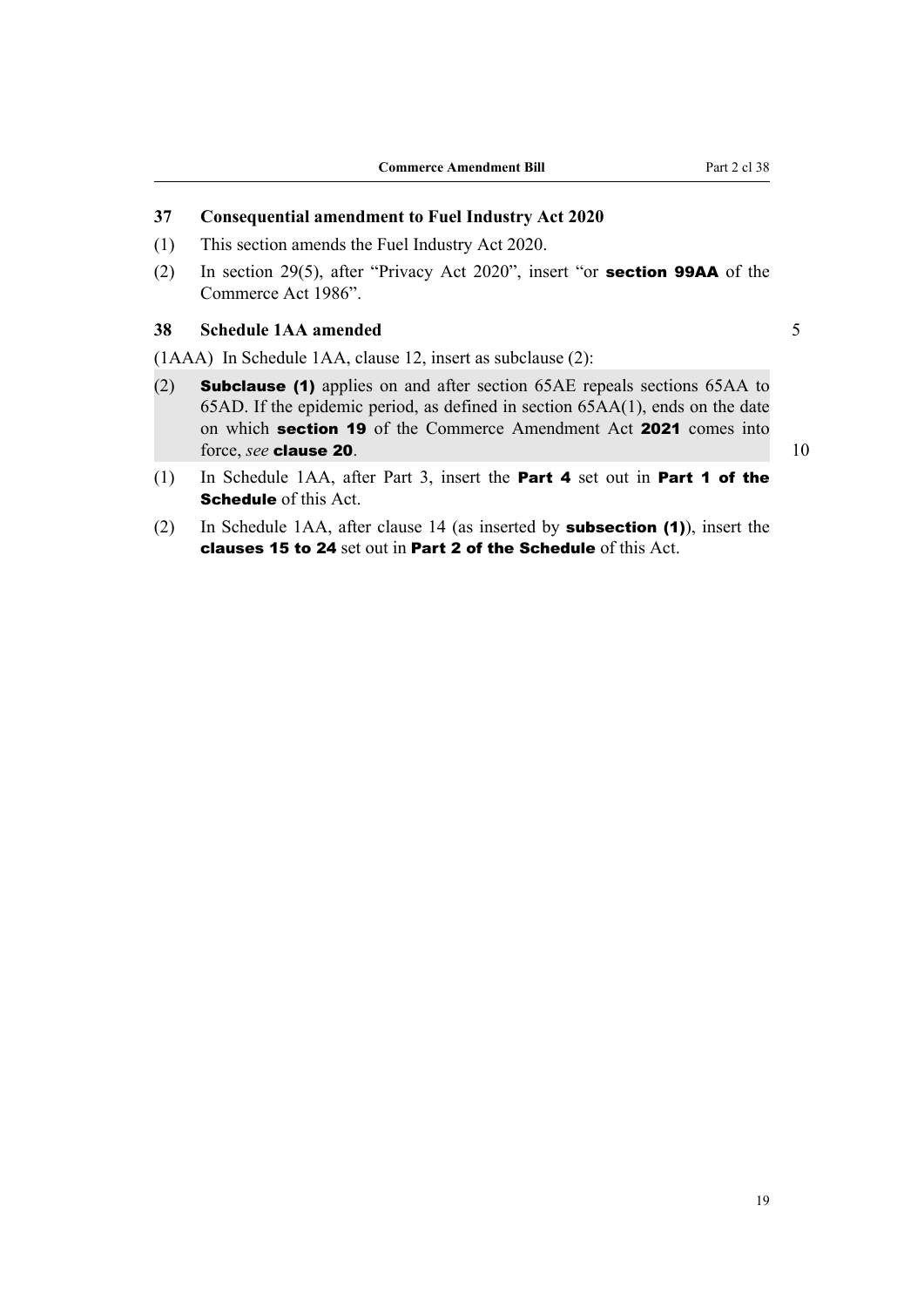### 37 Consequential amendment to Fuel Industry Act 2020

(1) This section amends the Fuel Industry Act 2020.

(2) In section 29(5), after "Privacy Act 2020", insert "or **section 99AA** of the Commerce Act 1986".

### 38 Schedule 1AA amended

(1AAA) In Schedule 1AA, clause 12, insert as subclause (2):

(2) **Subclause (1)** applies on and after section 65AE repeals sections 65AA to 65AD. If the epidemic period, as defined in section 65AA(1), ends on the date on which **section 19** of the Commerce Amendment Act **2021** comes into force, *see* **clause 20**.

(1) In Schedule 1AA, after Part 3, insert the **Part 4** set out in **Part 1 of the Schedule** of this Act.

(2) In Schedule 1AA, after clause 14 (as inserted by **subsection (1)**), insert the **clauses 15 to 24** set out in **Part 2 of the Schedule** of this Act.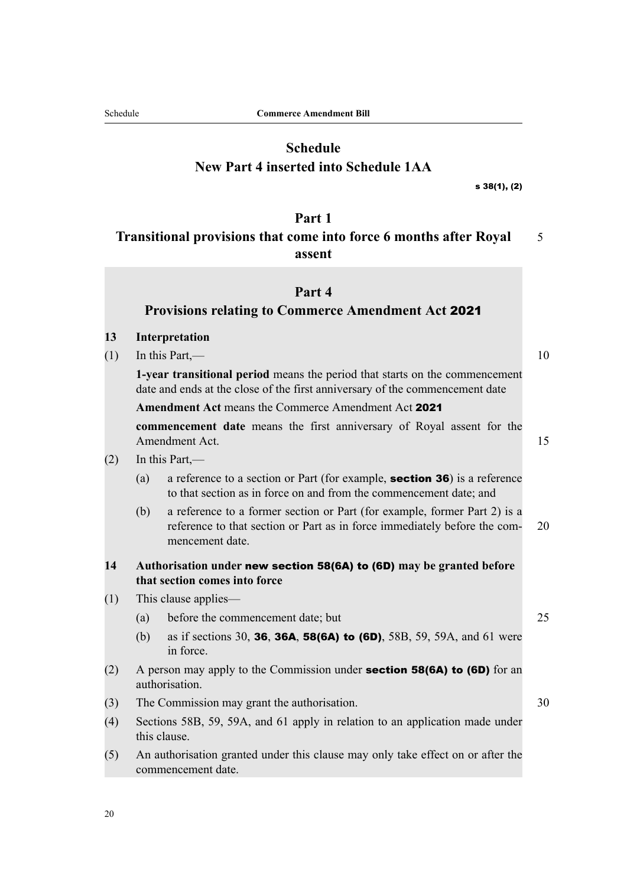# Schedule
## New Part 4 inserted into Schedule 1AA

s 38(1), (2)

## Part 1
## Transitional provisions that come into force 6 months after Royal assent

## Part 4
## Provisions relating to Commerce Amendment Act 2021

**13 Interpretation**

(1) In this Part,—

**1-year transitional period** means the period that starts on the commencement date and ends at the close of the first anniversary of the commencement date

**Amendment Act** means the Commerce Amendment Act **2021**

**commencement date** means the first anniversary of Royal assent for the Amendment Act.

(2) In this Part,—

(a) a reference to a section or Part (for example, **section 36**) is a reference to that section as in force on and from the commencement date; and

(b) a reference to a former section or Part (for example, former Part 2) is a reference to that section or Part as in force immediately before the commencement date.

**14 Authorisation under new section 58(6A) to (6D) may be granted before that section comes into force**

(1) This clause applies—

(a) before the commencement date; but

(b) as if sections 30, **36**, **36A**, **58(6A) to (6D)**, 58B, 59, 59A, and 61 were in force.

(2) A person may apply to the Commission under **section 58(6A) to (6D)** for an authorisation.

(3) The Commission may grant the authorisation.

(4) Sections 58B, 59, 59A, and 61 apply in relation to an application made under this clause.

(5) An authorisation granted under this clause may only take effect on or after the commencement date.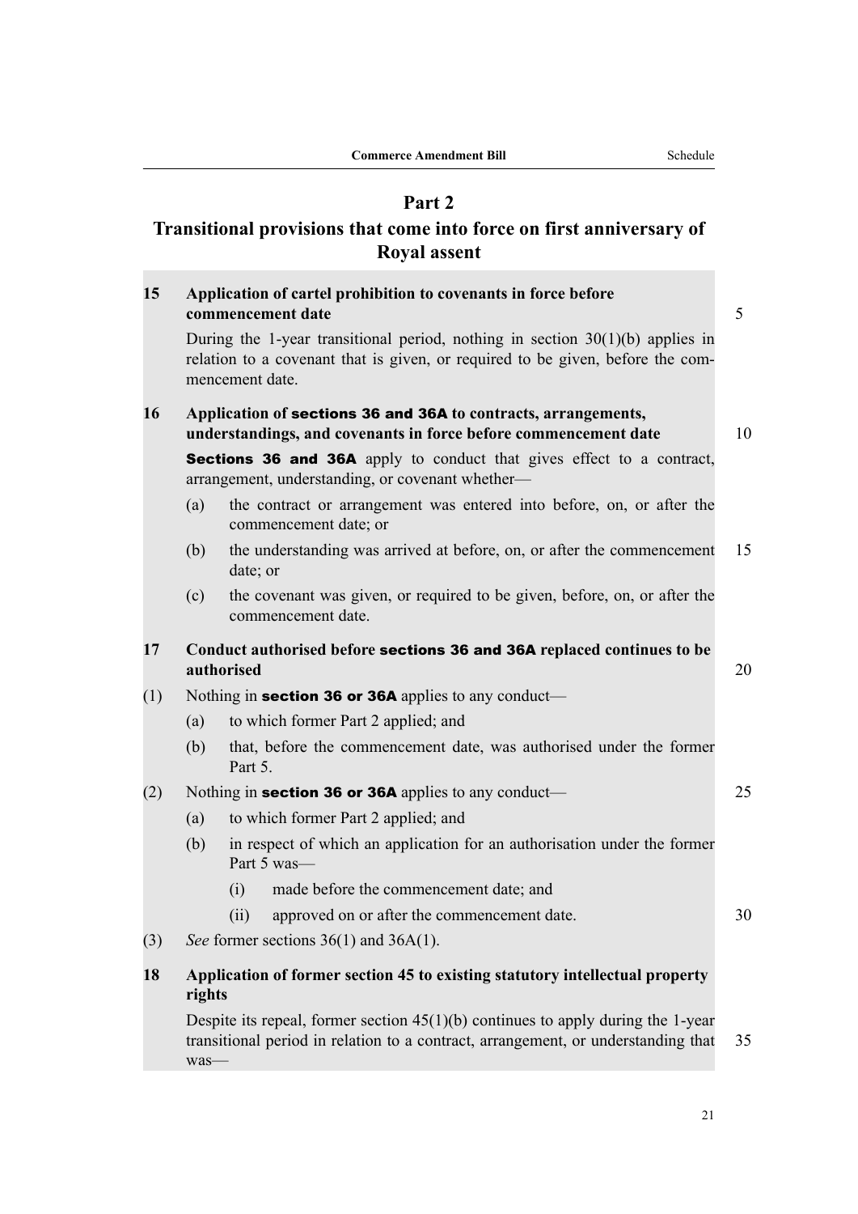## Part 2
## Transitional provisions that come into force on first anniversary of Royal assent

**15 Application of cartel prohibition to covenants in force before commencement date**

During the 1-year transitional period, nothing in section 30(1)(b) applies in relation to a covenant that is given, or required to be given, before the commencement date.

**16 Application of sections 36 and 36A to contracts, arrangements, understandings, and covenants in force before commencement date**

**Sections 36 and 36A** apply to conduct that gives effect to a contract, arrangement, understanding, or covenant whether—

(a) the contract or arrangement was entered into before, on, or after the commencement date; or

(b) the understanding was arrived at before, on, or after the commencement date; or

(c) the covenant was given, or required to be given, before, on, or after the commencement date.

**17 Conduct authorised before sections 36 and 36A replaced continues to be authorised**

(1) Nothing in **section 36 or 36A** applies to any conduct—

(a) to which former Part 2 applied; and

(b) that, before the commencement date, was authorised under the former Part 5.

(2) Nothing in **section 36 or 36A** applies to any conduct—

(a) to which former Part 2 applied; and

(b) in respect of which an application for an authorisation under the former Part 5 was—

(i) made before the commencement date; and

(ii) approved on or after the commencement date.

(3) *See* former sections 36(1) and 36A(1).

**18 Application of former section 45 to existing statutory intellectual property rights**

Despite its repeal, former section 45(1)(b) continues to apply during the 1-year transitional period in relation to a contract, arrangement, or understanding that was—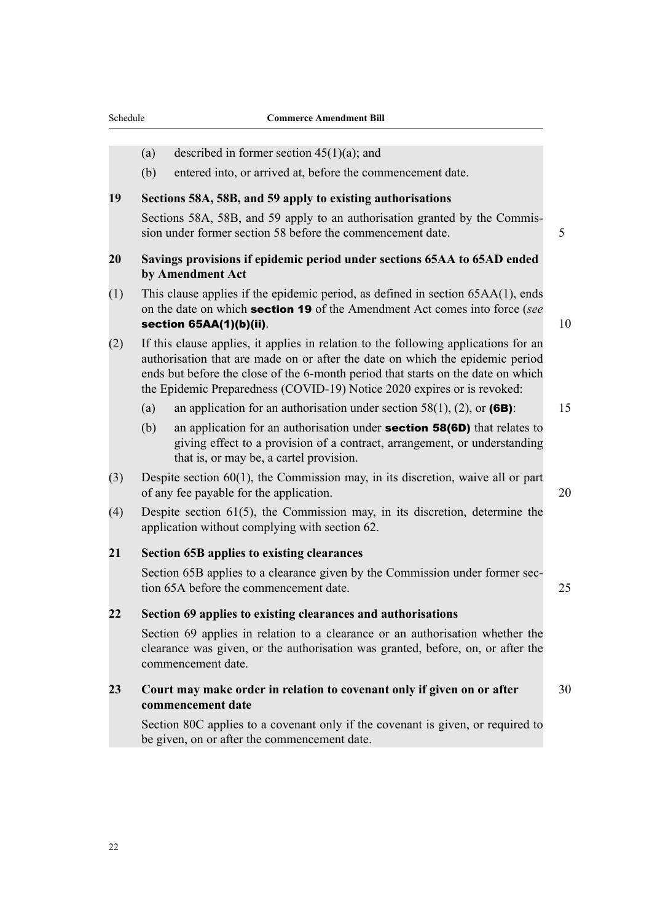(a) described in former section 45(1)(a); and

(b) entered into, or arrived at, before the commencement date.

**19 Sections 58A, 58B, and 59 apply to existing authorisations**

Sections 58A, 58B, and 59 apply to an authorisation granted by the Commission under former section 58 before the commencement date.

**20 Savings provisions if epidemic period under sections 65AA to 65AD ended by Amendment Act**

(1) This clause applies if the epidemic period, as defined in section 65AA(1), ends on the date on which **section 19** of the Amendment Act comes into force (*see* **section 65AA(1)(b)(ii)**.

(2) If this clause applies, it applies in relation to the following applications for an authorisation that are made on or after the date on which the epidemic period ends but before the close of the 6-month period that starts on the date on which the Epidemic Preparedness (COVID-19) Notice 2020 expires or is revoked:

(a) an application for an authorisation under section 58(1), (2), or **(6B)**:

(b) an application for an authorisation under **section 58(6D)** that relates to giving effect to a provision of a contract, arrangement, or understanding that is, or may be, a cartel provision.

(3) Despite section 60(1), the Commission may, in its discretion, waive all or part of any fee payable for the application.

(4) Despite section 61(5), the Commission may, in its discretion, determine the application without complying with section 62.

**21 Section 65B applies to existing clearances**

Section 65B applies to a clearance given by the Commission under former section 65A before the commencement date.

**22 Section 69 applies to existing clearances and authorisations**

Section 69 applies in relation to a clearance or an authorisation whether the clearance was given, or the authorisation was granted, before, on, or after the commencement date.

**23 Court may make order in relation to covenant only if given on or after commencement date**

Section 80C applies to a covenant only if the covenant is given, or required to be given, on or after the commencement date.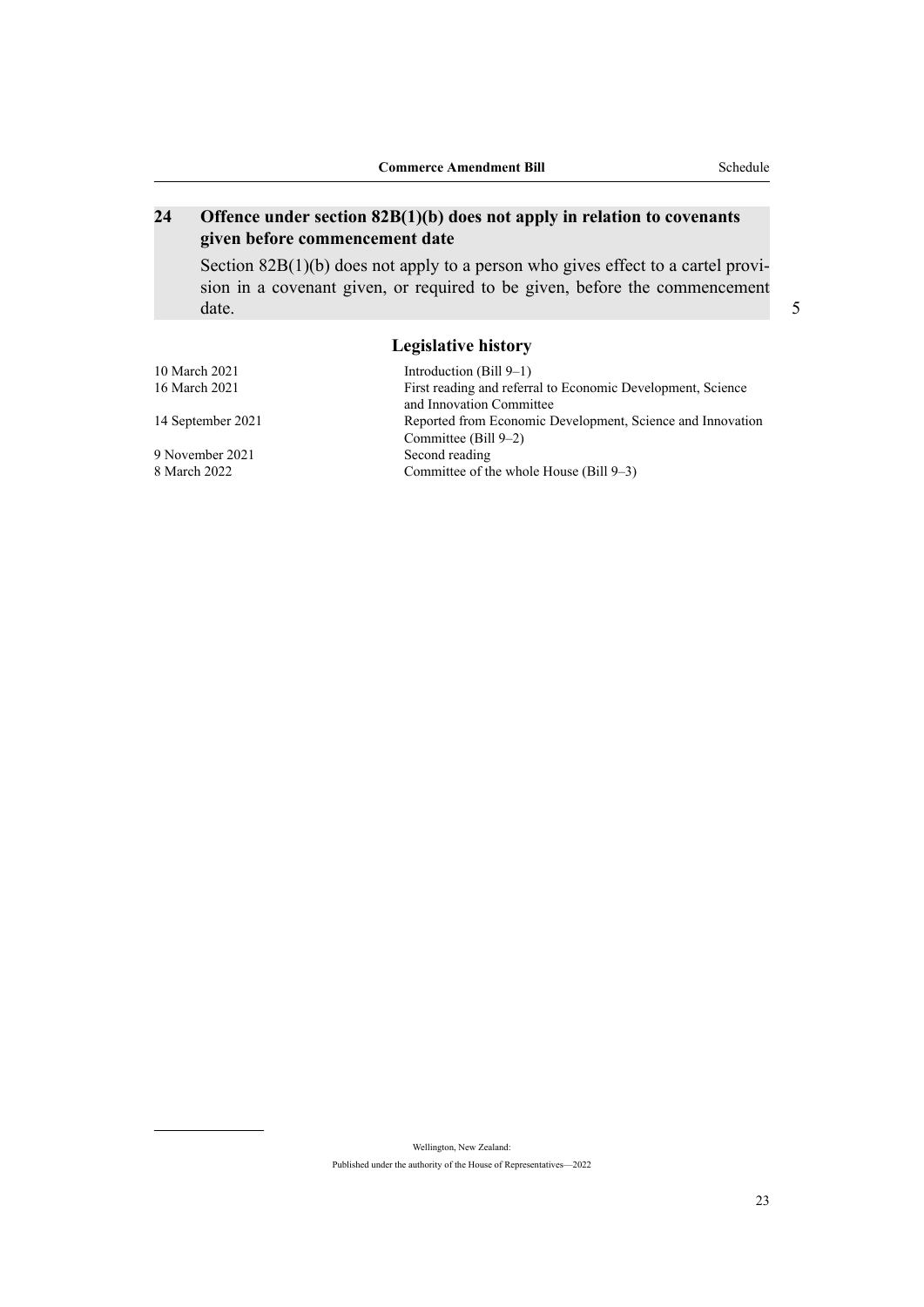## 24 Offence under section 82B(1)(b) does not apply in relation to covenants given before commencement date

Section 82B(1)(b) does not apply to a person who gives effect to a cartel provision in a covenant given, or required to be given, before the commencement date.

### Legislative history

| | |
|---|---|
| 10 March 2021 | Introduction (Bill 9–1) |
| 16 March 2021 | First reading and referral to Economic Development, Science and Innovation Committee |
| 14 September 2021 | Reported from Economic Development, Science and Innovation Committee (Bill 9–2) |
| 9 November 2021 | Second reading |
| 8 March 2022 | Committee of the whole House (Bill 9–3) |

Wellington, New Zealand:

Published under the authority of the House of Representatives—2022